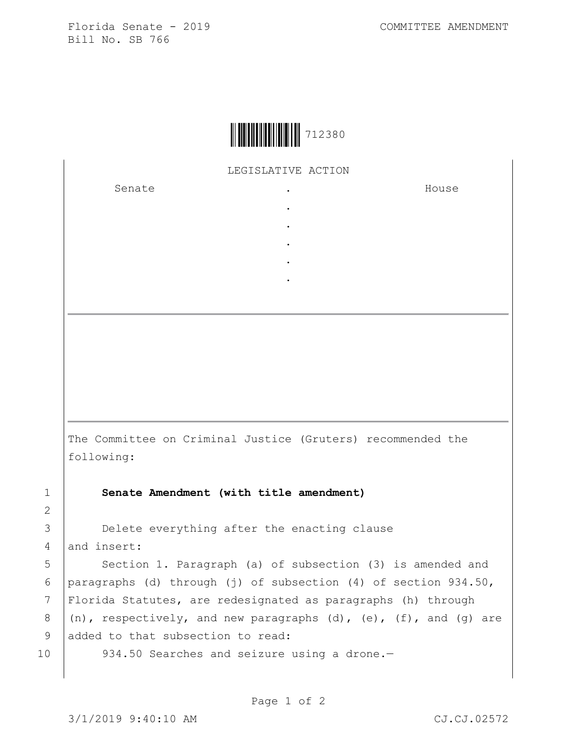Florida Senate - 2019
Bill No. SB 766

COMMITTEE AMENDMENT

712380

LEGISLATIVE ACTION

| Senate | . | House |
| --- | --- | --- |
| | . | |
| | . | |
| | . | |
| | . | |
| | . | |

---

The Committee on Criminal Justice (Gruters) recommended the following:

1 **Senate Amendment (with title amendment)**

2

3 Delete everything after the enacting clause
4 and insert:
5 Section 1. Paragraph (a) of subsection (3) is amended and
6 paragraphs (d) through (j) of subsection (4) of section 934.50,
7 Florida Statutes, are redesignated as paragraphs (h) through
8 (n), respectively, and new paragraphs (d), (e), (f), and (g) are
9 added to that subsection to read:
10 934.50 Searches and seizure using a drone.—

3/1/2019 9:40:10 AM CJ.CJ.02572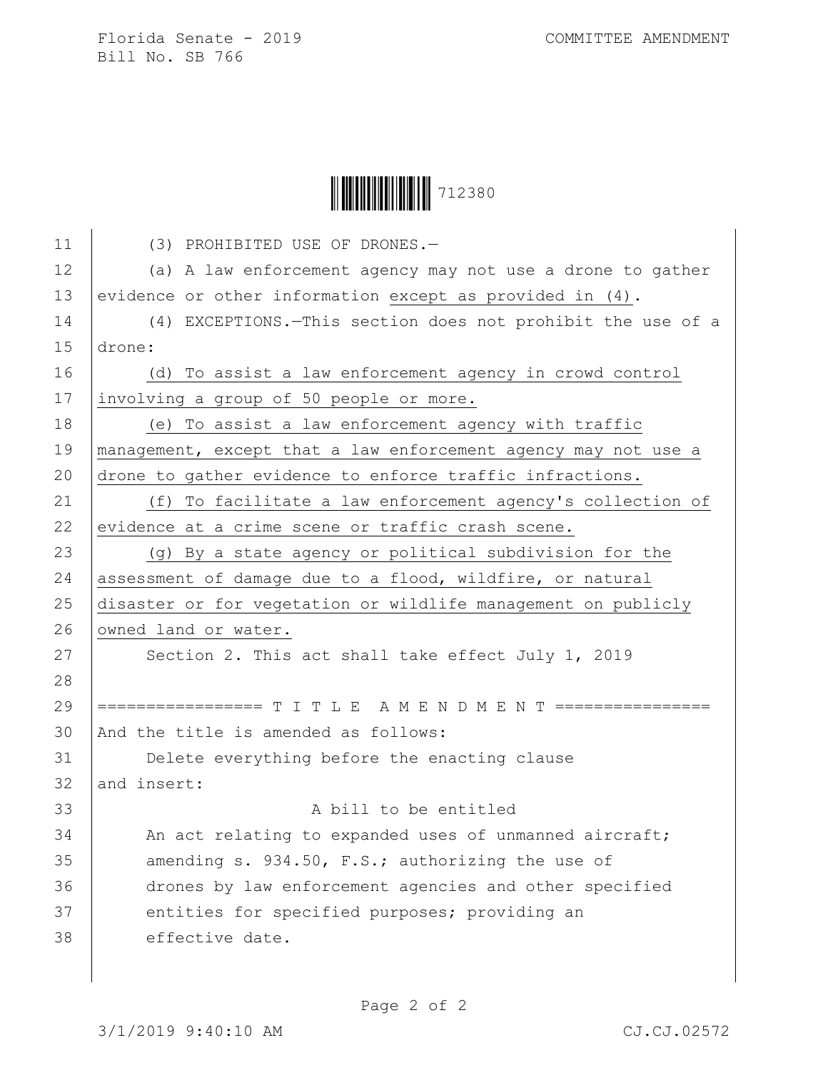(3) PROHIBITED USE OF DRONES.—

(a) A law enforcement agency may not use a drone to gather evidence or other information except as provided in (4).

(4) EXCEPTIONS.—This section does not prohibit the use of a drone:

(d) To assist a law enforcement agency in crowd control involving a group of 50 people or more.

(e) To assist a law enforcement agency with traffic management, except that a law enforcement agency may not use a drone to gather evidence to enforce traffic infractions.

(f) To facilitate a law enforcement agency's collection of evidence at a crime scene or traffic crash scene.

(g) By a state agency or political subdivision for the assessment of damage due to a flood, wildfire, or natural disaster or for vegetation or wildlife management on publicly owned land or water.

Section 2. This act shall take effect July 1, 2019

================= T I T L E A M E N D M E N T ================

And the title is amended as follows:

Delete everything before the enacting clause and insert:

A bill to be entitled

An act relating to expanded uses of unmanned aircraft; amending s. 934.50, F.S.; authorizing the use of drones by law enforcement agencies and other specified entities for specified purposes; providing an effective date.